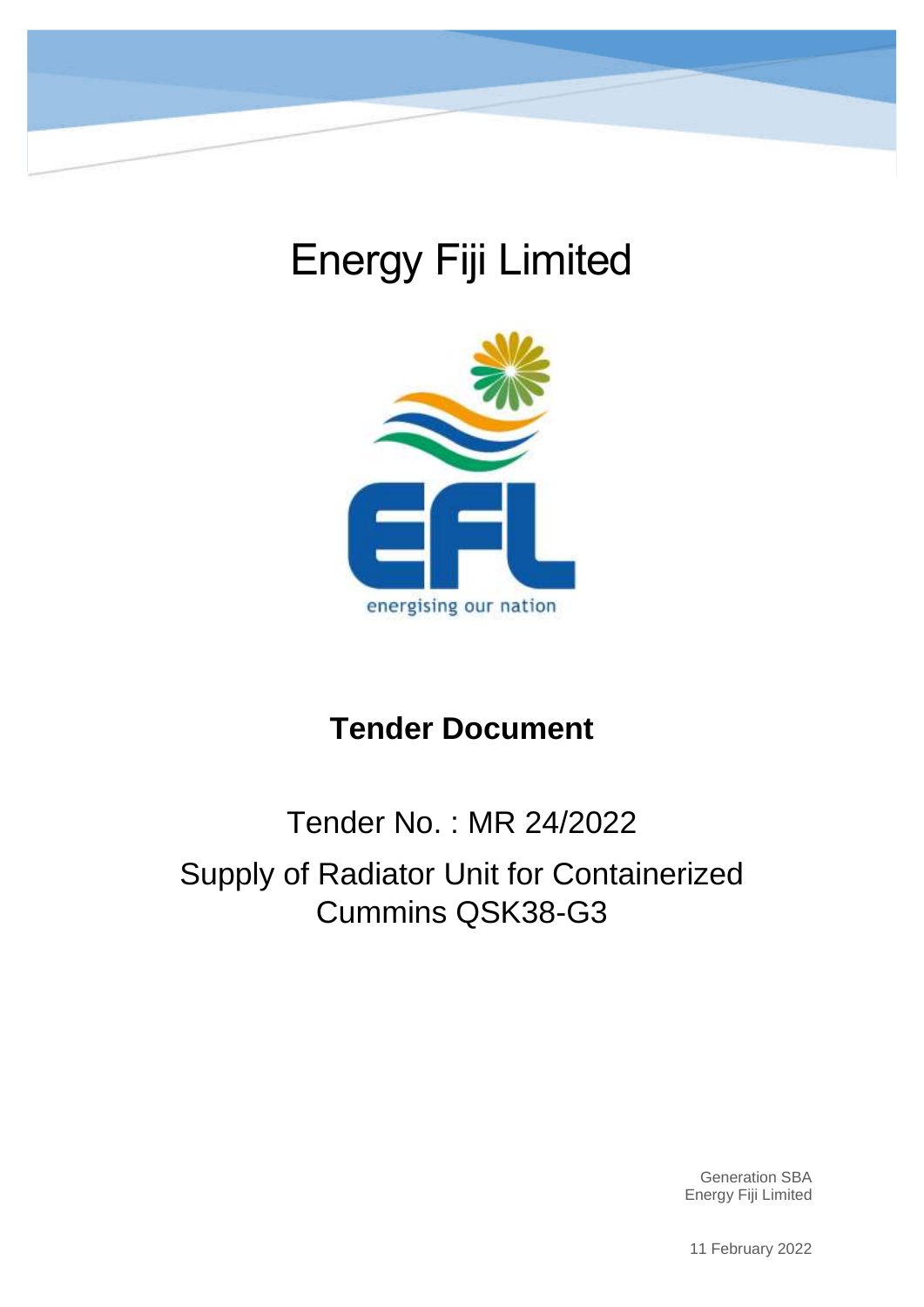# Energy Fiji Limited

energising our nation

## Tender Document

Tender No. : MR 24/2022

Supply of Radiator Unit for Containerized Cummins QSK38-G3

Generation SBA
Energy Fiji Limited

11 February 2022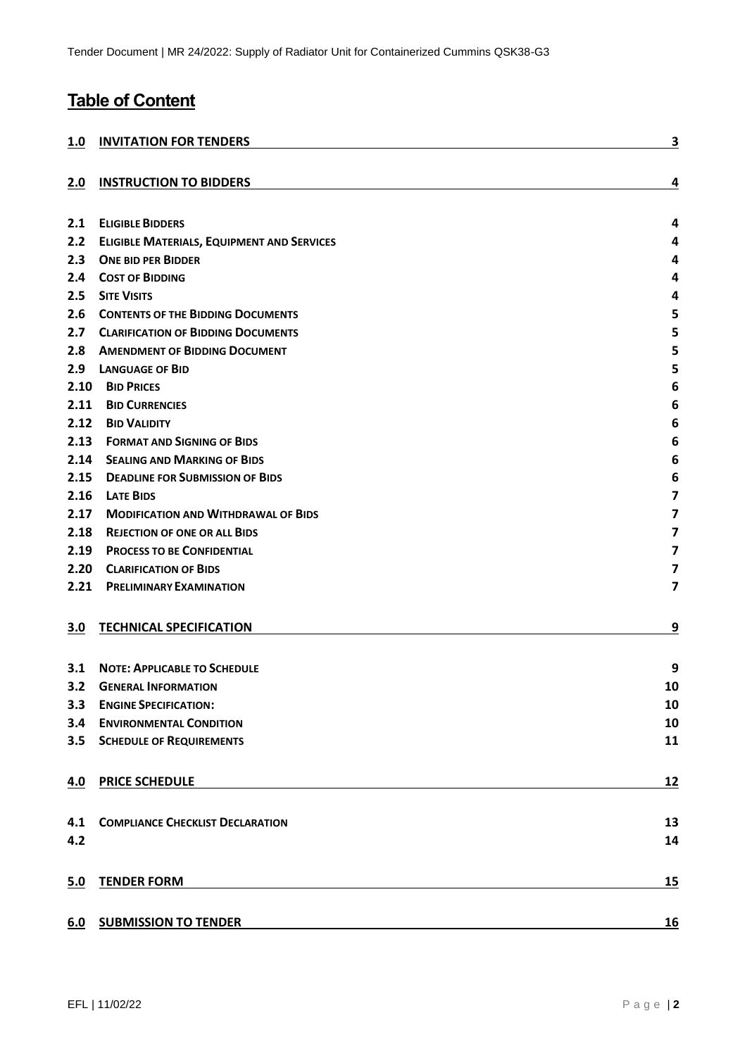# Table of Content

| | | |
|---|---|---|
| **1.0** | **INVITATION FOR TENDERS** | **3** |
| **2.0** | **INSTRUCTION TO BIDDERS** | **4** |
| **2.1** | **ELIGIBLE BIDDERS** | **4** |
| **2.2** | **ELIGIBLE MATERIALS, EQUIPMENT AND SERVICES** | **4** |
| **2.3** | **ONE BID PER BIDDER** | **4** |
| **2.4** | **COST OF BIDDING** | **4** |
| **2.5** | **SITE VISITS** | **4** |
| **2.6** | **CONTENTS OF THE BIDDING DOCUMENTS** | **5** |
| **2.7** | **CLARIFICATION OF BIDDING DOCUMENTS** | **5** |
| **2.8** | **AMENDMENT OF BIDDING DOCUMENT** | **5** |
| **2.9** | **LANGUAGE OF BID** | **5** |
| **2.10** | **BID PRICES** | **6** |
| **2.11** | **BID CURRENCIES** | **6** |
| **2.12** | **BID VALIDITY** | **6** |
| **2.13** | **FORMAT AND SIGNING OF BIDS** | **6** |
| **2.14** | **SEALING AND MARKING OF BIDS** | **6** |
| **2.15** | **DEADLINE FOR SUBMISSION OF BIDS** | **6** |
| **2.16** | **LATE BIDS** | **7** |
| **2.17** | **MODIFICATION AND WITHDRAWAL OF BIDS** | **7** |
| **2.18** | **REJECTION OF ONE OR ALL BIDS** | **7** |
| **2.19** | **PROCESS TO BE CONFIDENTIAL** | **7** |
| **2.20** | **CLARIFICATION OF BIDS** | **7** |
| **2.21** | **PRELIMINARY EXAMINATION** | **7** |
| **3.0** | **TECHNICAL SPECIFICATION** | **9** |
| **3.1** | **NOTE: APPLICABLE TO SCHEDULE** | **9** |
| **3.2** | **GENERAL INFORMATION** | **10** |
| **3.3** | **ENGINE SPECIFICATION:** | **10** |
| **3.4** | **ENVIRONMENTAL CONDITION** | **10** |
| **3.5** | **SCHEDULE OF REQUIREMENTS** | **11** |
| **4.0** | **PRICE SCHEDULE** | **12** |
| **4.1** | **COMPLIANCE CHECKLIST DECLARATION** | **13** |
| **4.2** | | **14** |
| **5.0** | **TENDER FORM** | **15** |
| **6.0** | **SUBMISSION TO TENDER** | **16** |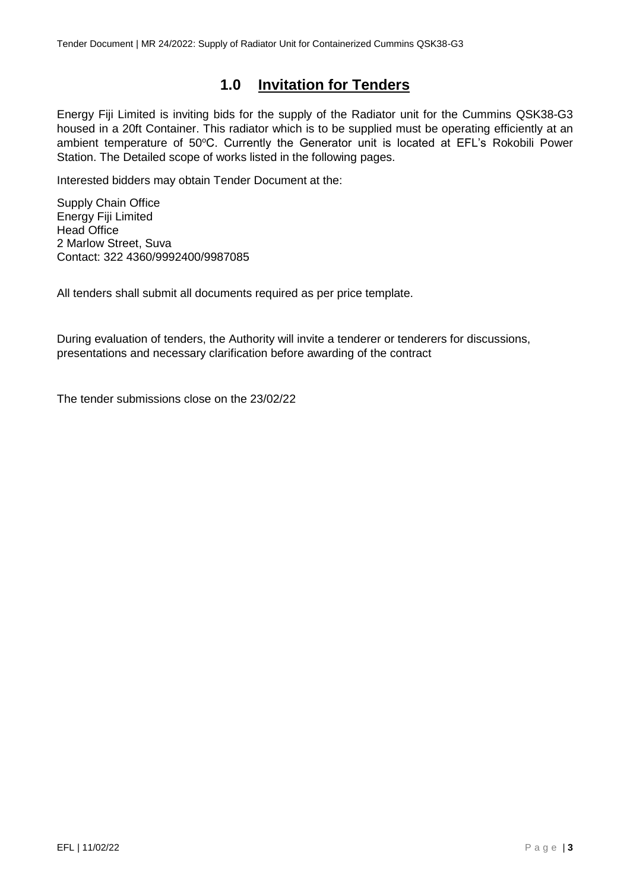# 1.0 Invitation for Tenders

Energy Fiji Limited is inviting bids for the supply of the Radiator unit for the Cummins QSK38-G3 housed in a 20ft Container. This radiator which is to be supplied must be operating efficiently at an ambient temperature of 50°C. Currently the Generator unit is located at EFL's Rokobili Power Station. The Detailed scope of works listed in the following pages.

Interested bidders may obtain Tender Document at the:

Supply Chain Office
Energy Fiji Limited
Head Office
2 Marlow Street, Suva
Contact: 322 4360/9992400/9987085

All tenders shall submit all documents required as per price template.

During evaluation of tenders, the Authority will invite a tenderer or tenderers for discussions, presentations and necessary clarification before awarding of the contract

The tender submissions close on the 23/02/22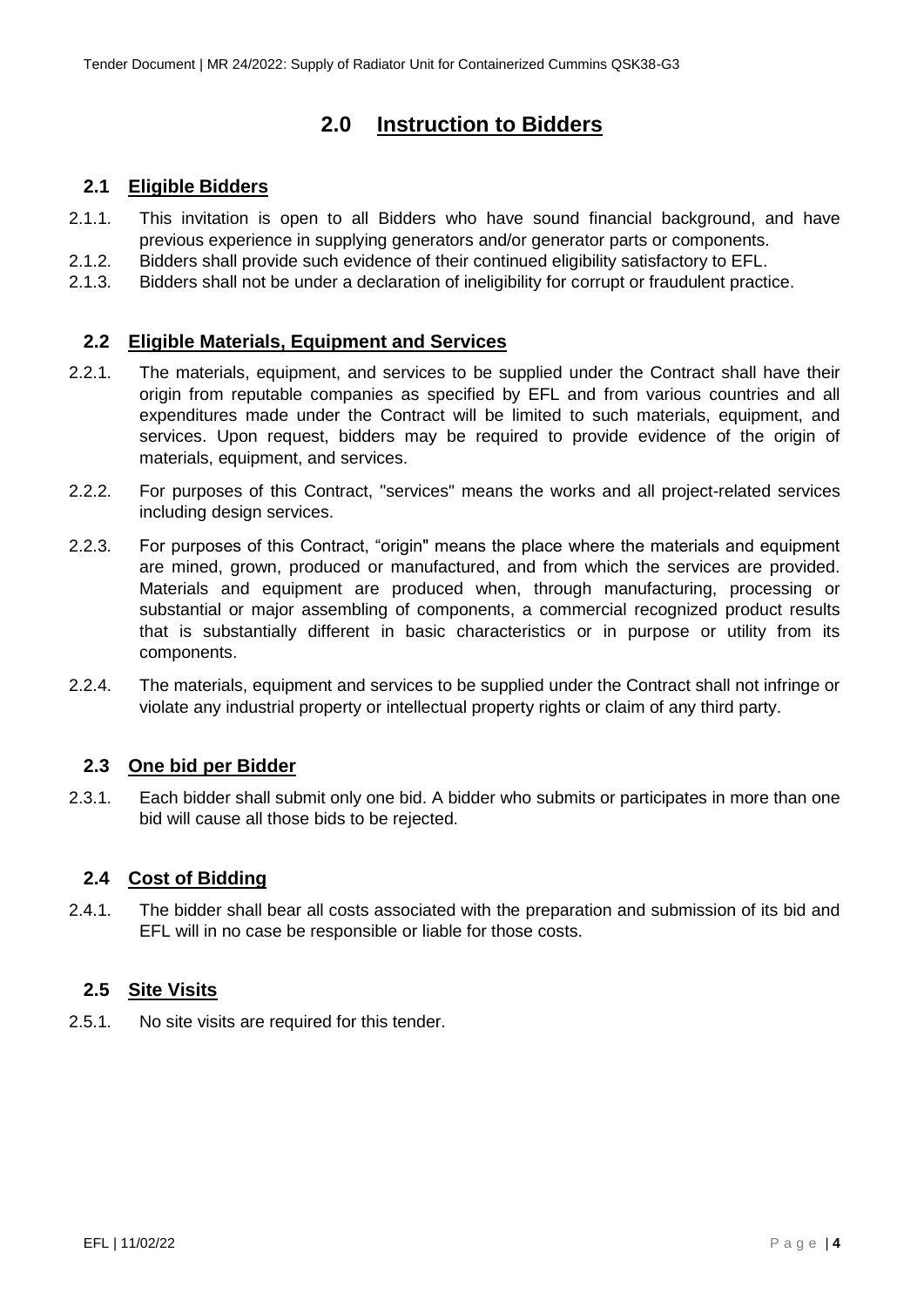# 2.0 Instruction to Bidders

## 2.1 Eligible Bidders

2.1.1. This invitation is open to all Bidders who have sound financial background, and have previous experience in supplying generators and/or generator parts or components.

2.1.2. Bidders shall provide such evidence of their continued eligibility satisfactory to EFL.

2.1.3. Bidders shall not be under a declaration of ineligibility for corrupt or fraudulent practice.

## 2.2 Eligible Materials, Equipment and Services

2.2.1. The materials, equipment, and services to be supplied under the Contract shall have their origin from reputable companies as specified by EFL and from various countries and all expenditures made under the Contract will be limited to such materials, equipment, and services. Upon request, bidders may be required to provide evidence of the origin of materials, equipment, and services.

2.2.2. For purposes of this Contract, "services" means the works and all project-related services including design services.

2.2.3. For purposes of this Contract, "origin" means the place where the materials and equipment are mined, grown, produced or manufactured, and from which the services are provided. Materials and equipment are produced when, through manufacturing, processing or substantial or major assembling of components, a commercial recognized product results that is substantially different in basic characteristics or in purpose or utility from its components.

2.2.4. The materials, equipment and services to be supplied under the Contract shall not infringe or violate any industrial property or intellectual property rights or claim of any third party.

## 2.3 One bid per Bidder

2.3.1. Each bidder shall submit only one bid. A bidder who submits or participates in more than one bid will cause all those bids to be rejected.

## 2.4 Cost of Bidding

2.4.1. The bidder shall bear all costs associated with the preparation and submission of its bid and EFL will in no case be responsible or liable for those costs.

## 2.5 Site Visits

2.5.1. No site visits are required for this tender.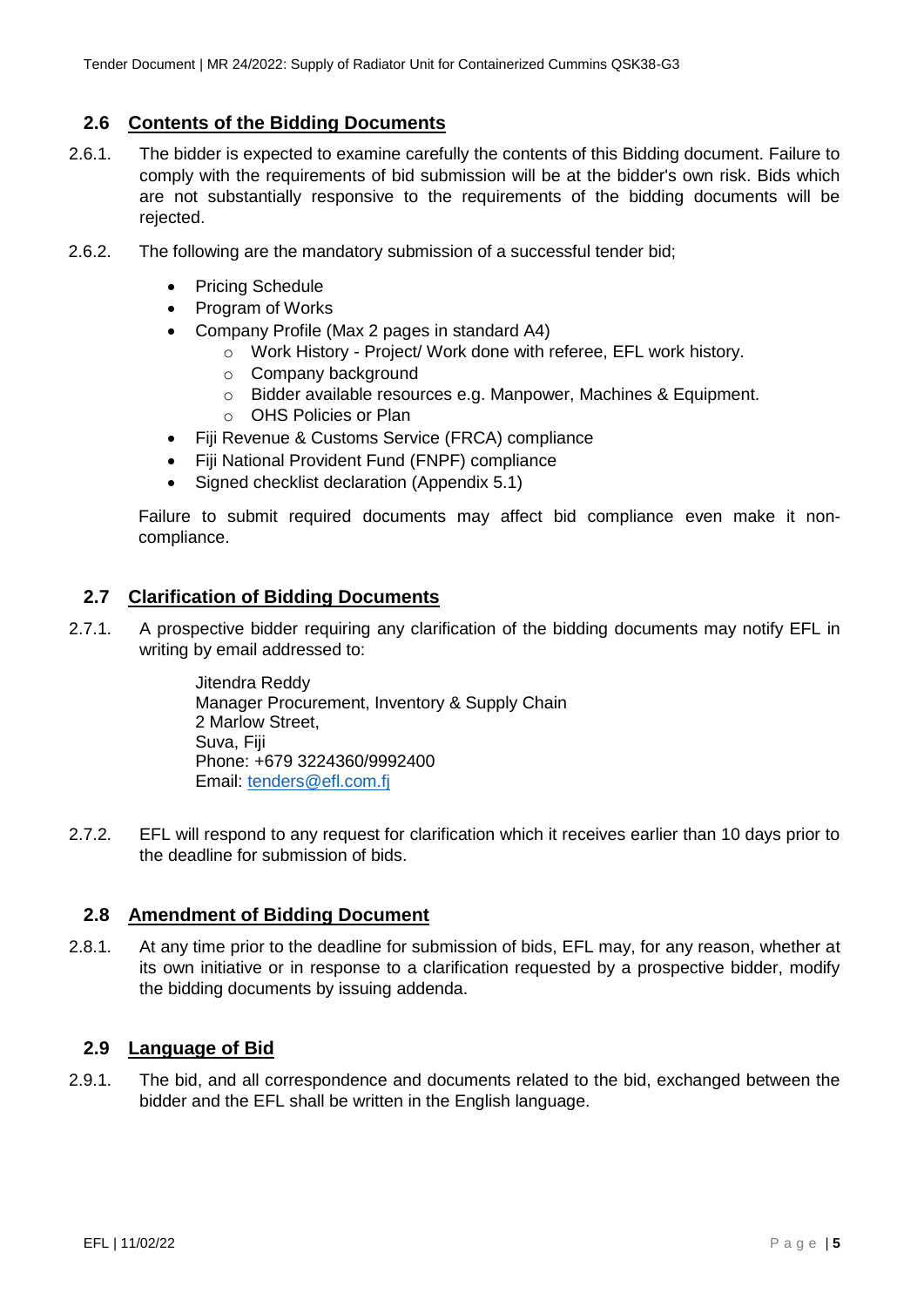## 2.6 Contents of the Bidding Documents

2.6.1. The bidder is expected to examine carefully the contents of this Bidding document. Failure to comply with the requirements of bid submission will be at the bidder's own risk. Bids which are not substantially responsive to the requirements of the bidding documents will be rejected.

2.6.2. The following are the mandatory submission of a successful tender bid;

- Pricing Schedule
- Program of Works
- Company Profile (Max 2 pages in standard A4)
  - Work History - Project/ Work done with referee, EFL work history.
  - Company background
  - Bidder available resources e.g. Manpower, Machines & Equipment.
  - OHS Policies or Plan
- Fiji Revenue & Customs Service (FRCA) compliance
- Fiji National Provident Fund (FNPF) compliance
- Signed checklist declaration (Appendix 5.1)

Failure to submit required documents may affect bid compliance even make it non-compliance.

## 2.7 Clarification of Bidding Documents

2.7.1. A prospective bidder requiring any clarification of the bidding documents may notify EFL in writing by email addressed to:

Jitendra Reddy
Manager Procurement, Inventory & Supply Chain
2 Marlow Street,
Suva, Fiji
Phone: +679 3224360/9992400
Email: tenders@efl.com.fj

2.7.2. EFL will respond to any request for clarification which it receives earlier than 10 days prior to the deadline for submission of bids.

## 2.8 Amendment of Bidding Document

2.8.1. At any time prior to the deadline for submission of bids, EFL may, for any reason, whether at its own initiative or in response to a clarification requested by a prospective bidder, modify the bidding documents by issuing addenda.

## 2.9 Language of Bid

2.9.1. The bid, and all correspondence and documents related to the bid, exchanged between the bidder and the EFL shall be written in the English language.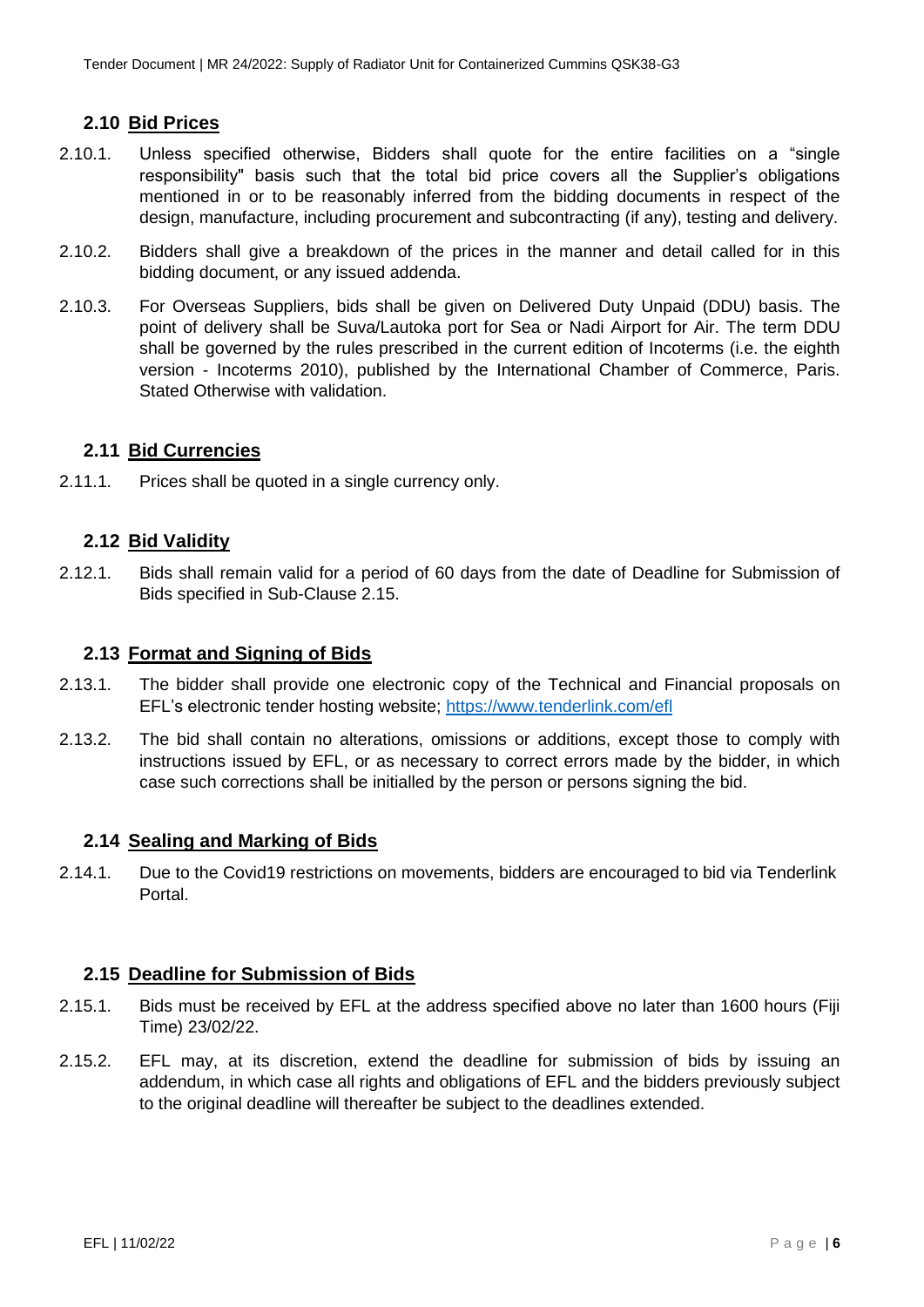## 2.10 Bid Prices

2.10.1. Unless specified otherwise, Bidders shall quote for the entire facilities on a "single responsibility" basis such that the total bid price covers all the Supplier's obligations mentioned in or to be reasonably inferred from the bidding documents in respect of the design, manufacture, including procurement and subcontracting (if any), testing and delivery.

2.10.2. Bidders shall give a breakdown of the prices in the manner and detail called for in this bidding document, or any issued addenda.

2.10.3. For Overseas Suppliers, bids shall be given on Delivered Duty Unpaid (DDU) basis. The point of delivery shall be Suva/Lautoka port for Sea or Nadi Airport for Air. The term DDU shall be governed by the rules prescribed in the current edition of Incoterms (i.e. the eighth version - Incoterms 2010), published by the International Chamber of Commerce, Paris. Stated Otherwise with validation.

## 2.11 Bid Currencies

2.11.1. Prices shall be quoted in a single currency only.

## 2.12 Bid Validity

2.12.1. Bids shall remain valid for a period of 60 days from the date of Deadline for Submission of Bids specified in Sub-Clause 2.15.

## 2.13 Format and Signing of Bids

2.13.1. The bidder shall provide one electronic copy of the Technical and Financial proposals on EFL's electronic tender hosting website; https://www.tenderlink.com/efl

2.13.2. The bid shall contain no alterations, omissions or additions, except those to comply with instructions issued by EFL, or as necessary to correct errors made by the bidder, in which case such corrections shall be initialled by the person or persons signing the bid.

## 2.14 Sealing and Marking of Bids

2.14.1. Due to the Covid19 restrictions on movements, bidders are encouraged to bid via Tenderlink Portal.

## 2.15 Deadline for Submission of Bids

2.15.1. Bids must be received by EFL at the address specified above no later than 1600 hours (Fiji Time) 23/02/22.

2.15.2. EFL may, at its discretion, extend the deadline for submission of bids by issuing an addendum, in which case all rights and obligations of EFL and the bidders previously subject to the original deadline will thereafter be subject to the deadlines extended.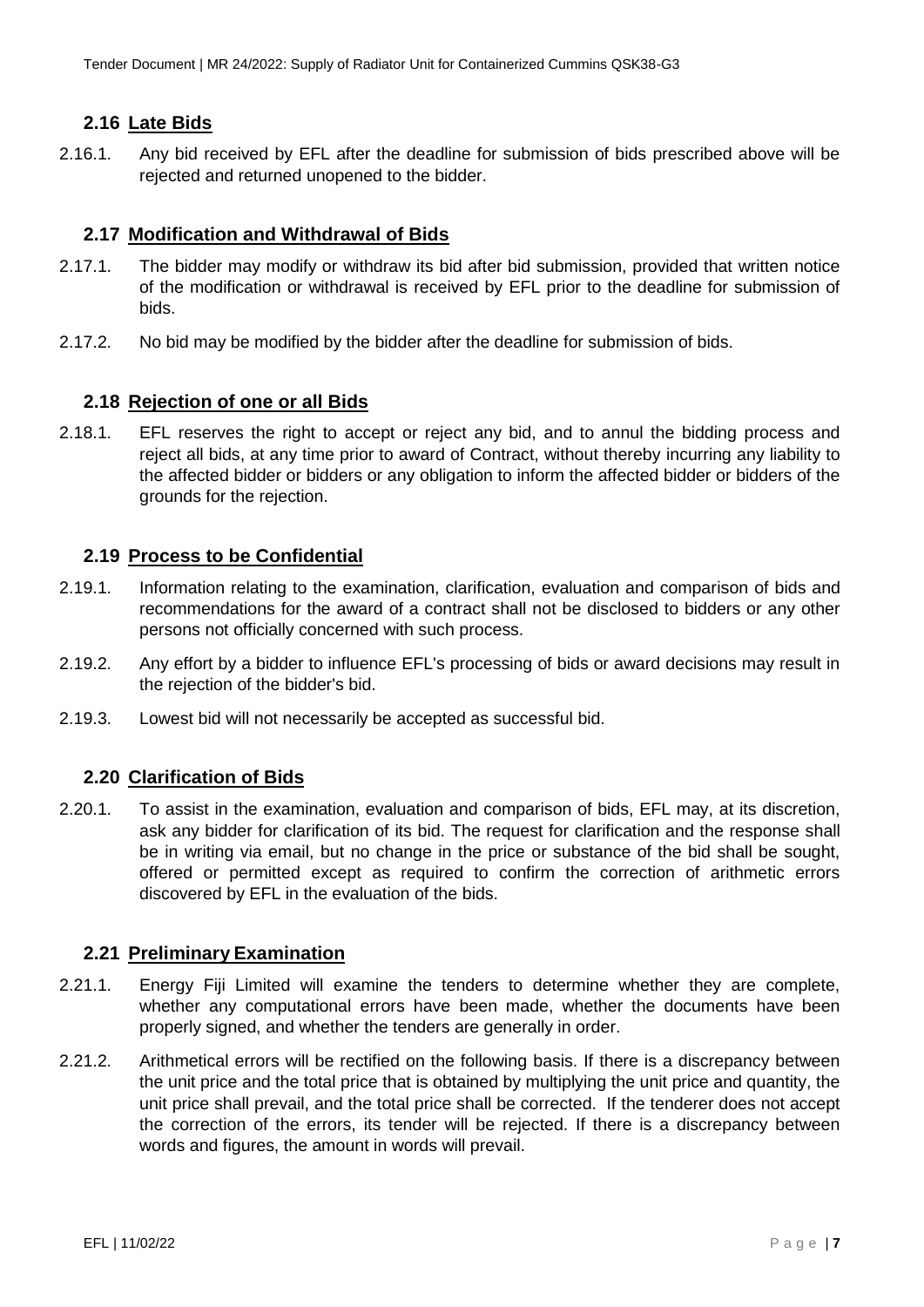## 2.16 Late Bids

2.16.1. Any bid received by EFL after the deadline for submission of bids prescribed above will be rejected and returned unopened to the bidder.

## 2.17 Modification and Withdrawal of Bids

2.17.1. The bidder may modify or withdraw its bid after bid submission, provided that written notice of the modification or withdrawal is received by EFL prior to the deadline for submission of bids.

2.17.2. No bid may be modified by the bidder after the deadline for submission of bids.

## 2.18 Rejection of one or all Bids

2.18.1. EFL reserves the right to accept or reject any bid, and to annul the bidding process and reject all bids, at any time prior to award of Contract, without thereby incurring any liability to the affected bidder or bidders or any obligation to inform the affected bidder or bidders of the grounds for the rejection.

## 2.19 Process to be Confidential

2.19.1. Information relating to the examination, clarification, evaluation and comparison of bids and recommendations for the award of a contract shall not be disclosed to bidders or any other persons not officially concerned with such process.

2.19.2. Any effort by a bidder to influence EFL's processing of bids or award decisions may result in the rejection of the bidder's bid.

2.19.3. Lowest bid will not necessarily be accepted as successful bid.

## 2.20 Clarification of Bids

2.20.1. To assist in the examination, evaluation and comparison of bids, EFL may, at its discretion, ask any bidder for clarification of its bid. The request for clarification and the response shall be in writing via email, but no change in the price or substance of the bid shall be sought, offered or permitted except as required to confirm the correction of arithmetic errors discovered by EFL in the evaluation of the bids.

## 2.21 Preliminary Examination

2.21.1. Energy Fiji Limited will examine the tenders to determine whether they are complete, whether any computational errors have been made, whether the documents have been properly signed, and whether the tenders are generally in order.

2.21.2. Arithmetical errors will be rectified on the following basis. If there is a discrepancy between the unit price and the total price that is obtained by multiplying the unit price and quantity, the unit price shall prevail, and the total price shall be corrected. If the tenderer does not accept the correction of the errors, its tender will be rejected. If there is a discrepancy between words and figures, the amount in words will prevail.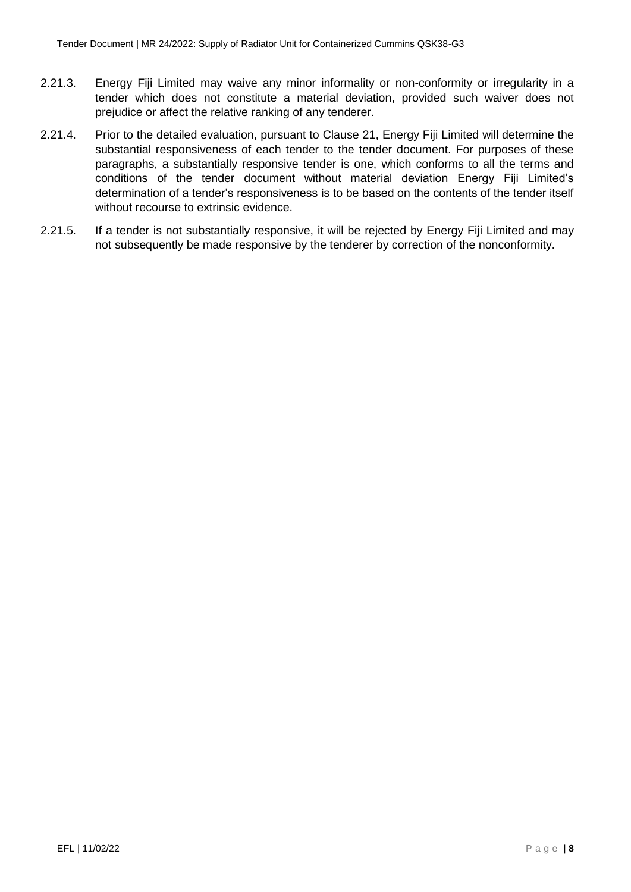2.21.3. Energy Fiji Limited may waive any minor informality or non-conformity or irregularity in a tender which does not constitute a material deviation, provided such waiver does not prejudice or affect the relative ranking of any tenderer.

2.21.4. Prior to the detailed evaluation, pursuant to Clause 21, Energy Fiji Limited will determine the substantial responsiveness of each tender to the tender document. For purposes of these paragraphs, a substantially responsive tender is one, which conforms to all the terms and conditions of the tender document without material deviation Energy Fiji Limited's determination of a tender's responsiveness is to be based on the contents of the tender itself without recourse to extrinsic evidence.

2.21.5. If a tender is not substantially responsive, it will be rejected by Energy Fiji Limited and may not subsequently be made responsive by the tenderer by correction of the nonconformity.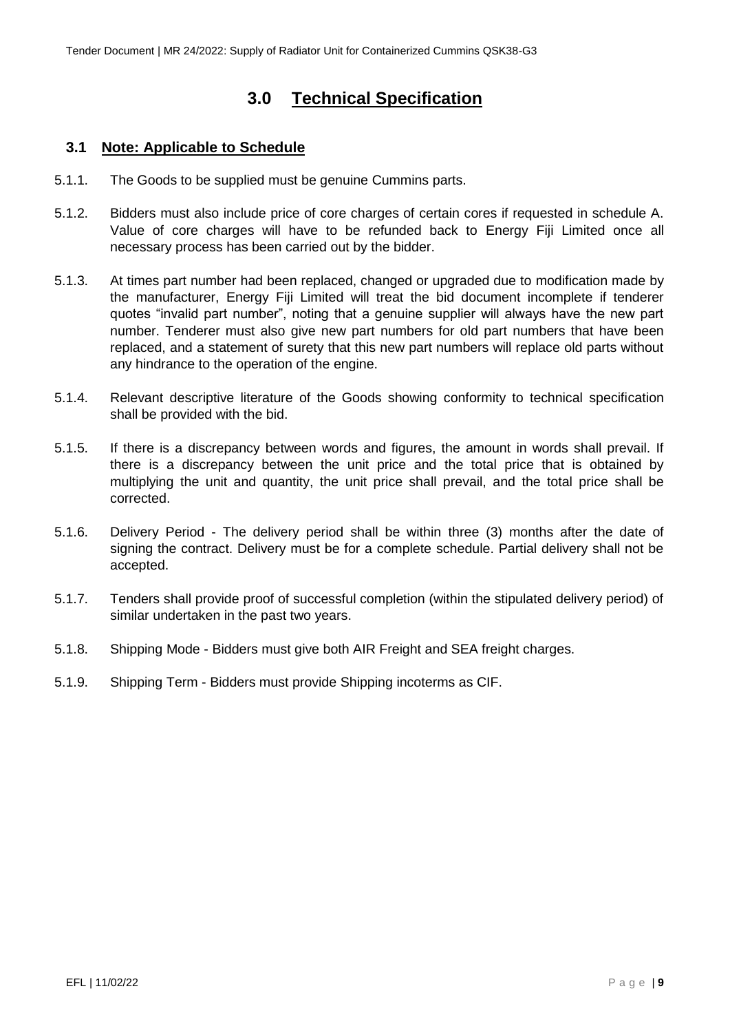# 3.0 Technical Specification

## 3.1 Note: Applicable to Schedule

5.1.1. The Goods to be supplied must be genuine Cummins parts.

5.1.2. Bidders must also include price of core charges of certain cores if requested in schedule A. Value of core charges will have to be refunded back to Energy Fiji Limited once all necessary process has been carried out by the bidder.

5.1.3. At times part number had been replaced, changed or upgraded due to modification made by the manufacturer, Energy Fiji Limited will treat the bid document incomplete if tenderer quotes "invalid part number", noting that a genuine supplier will always have the new part number. Tenderer must also give new part numbers for old part numbers that have been replaced, and a statement of surety that this new part numbers will replace old parts without any hindrance to the operation of the engine.

5.1.4. Relevant descriptive literature of the Goods showing conformity to technical specification shall be provided with the bid.

5.1.5. If there is a discrepancy between words and figures, the amount in words shall prevail. If there is a discrepancy between the unit price and the total price that is obtained by multiplying the unit and quantity, the unit price shall prevail, and the total price shall be corrected.

5.1.6. Delivery Period - The delivery period shall be within three (3) months after the date of signing the contract. Delivery must be for a complete schedule. Partial delivery shall not be accepted.

5.1.7. Tenders shall provide proof of successful completion (within the stipulated delivery period) of similar undertaken in the past two years.

5.1.8. Shipping Mode - Bidders must give both AIR Freight and SEA freight charges.

5.1.9. Shipping Term - Bidders must provide Shipping incoterms as CIF.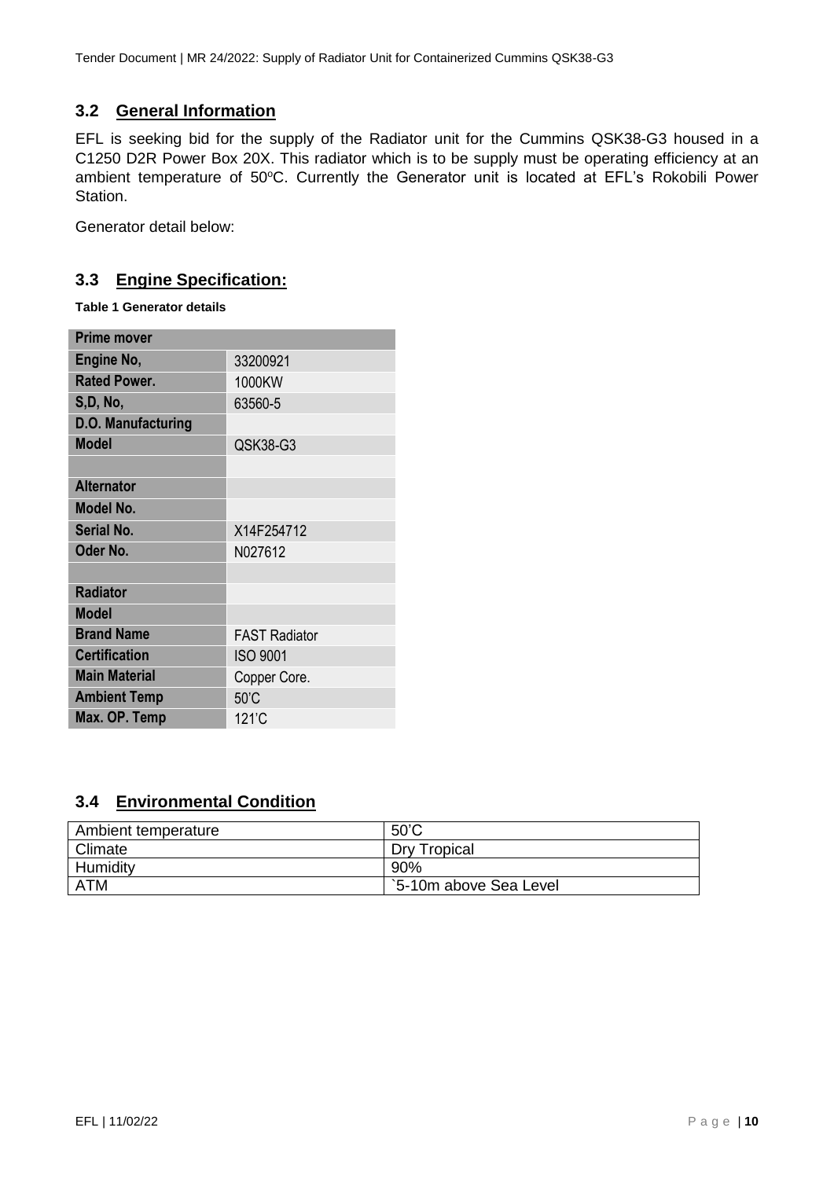## 3.2 General Information

EFL is seeking bid for the supply of the Radiator unit for the Cummins QSK38-G3 housed in a C1250 D2R Power Box 20X. This radiator which is to be supply must be operating efficiency at an ambient temperature of 50ºC. Currently the Generator unit is located at EFL's Rokobili Power Station.

Generator detail below:

## 3.3 Engine Specification:

**Table 1 Generator details**

| Prime mover | |
|---|---|
| **Engine No,** | 33200921 |
| **Rated Power.** | 1000KW |
| **S,D, No,** | 63560-5 |
| **D.O. Manufacturing** | |
| **Model** | QSK38-G3 |
| | |
| **Alternator** | |
| **Model No.** | |
| **Serial No.** | X14F254712 |
| **Oder No.** | N027612 |
| | |
| **Radiator** | |
| **Model** | |
| **Brand Name** | FAST Radiator |
| **Certification** | ISO 9001 |
| **Main Material** | Copper Core. |
| **Ambient Temp** | 50'C |
| **Max. OP. Temp** | 121'C |

## 3.4 Environmental Condition

| | |
|---|---|
| Ambient temperature | 50'C |
| Climate | Dry Tropical |
| Humidity | 90% |
| ATM | `5-10m above Sea Level |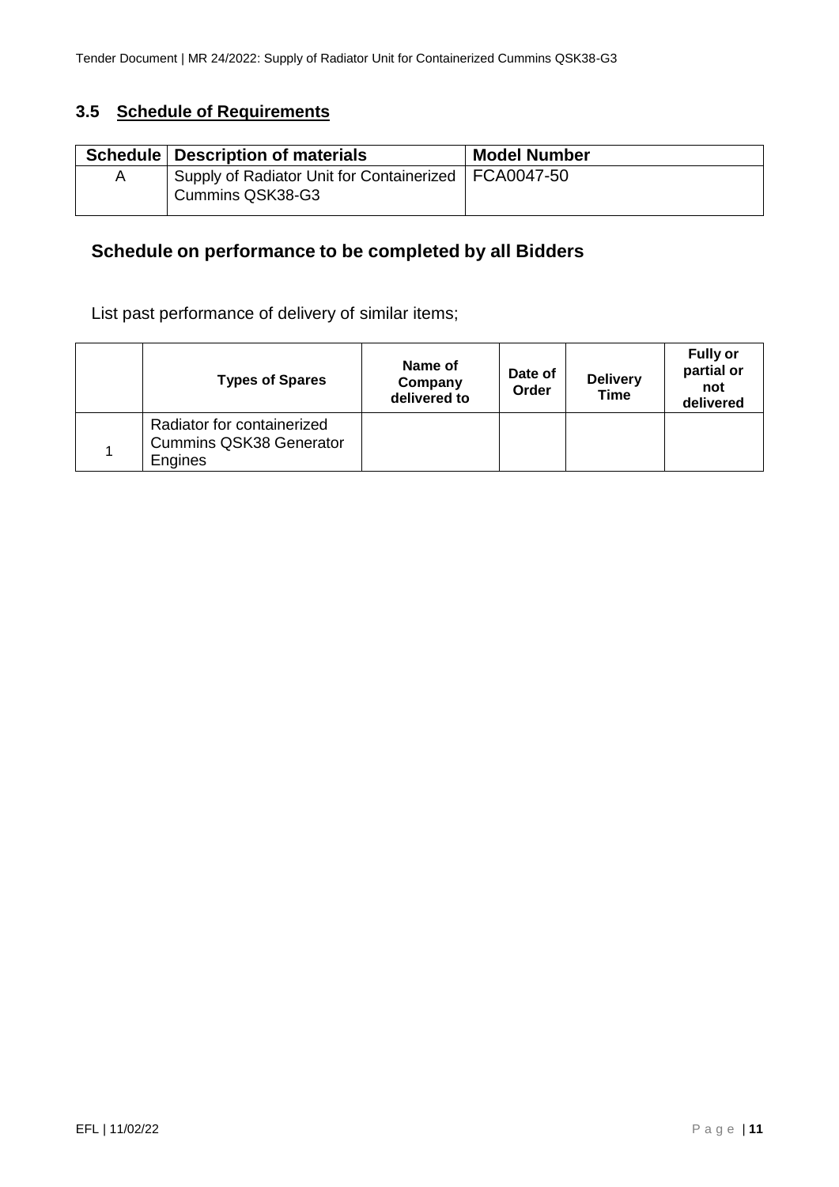## 3.5 Schedule of Requirements

| Schedule | Description of materials | Model Number |
|---|---|---|
| A | Supply of Radiator Unit for Containerized Cummins QSK38-G3 | FCA0047-50 |

## Schedule on performance to be completed by all Bidders

List past performance of delivery of similar items;

| | Types of Spares | Name of Company delivered to | Date of Order | Delivery Time | Fully or partial or not delivered |
|---|---|---|---|---|---|
| 1 | Radiator for containerized Cummins QSK38 Generator Engines | | | | |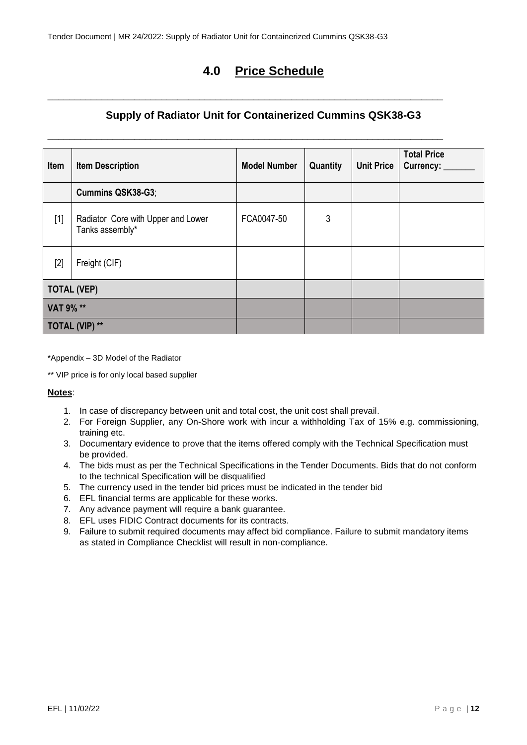# 4.0 Price Schedule

## Supply of Radiator Unit for Containerized Cummins QSK38-G3

| Item | Item Description | Model Number | Quantity | Unit Price | Total Price Currency: _______ |
|---|---|---|---|---|---|
| | **Cummins QSK38-G3**; | | | | |
| [1] | Radiator Core with Upper and Lower Tanks assembly* | FCA0047-50 | 3 | | |
| [2] | Freight (CIF) | | | | |
| **TOTAL (VEP)** | | | | | |
| **VAT 9% \*\*** | | | | | |
| **TOTAL (VIP) \*\*** | | | | | |

*Appendix – 3D Model of the Radiator

** VIP price is for only local based supplier

**Notes**:

1. In case of discrepancy between unit and total cost, the unit cost shall prevail.
2. For Foreign Supplier, any On-Shore work with incur a withholding Tax of 15% e.g. commissioning, training etc.
3. Documentary evidence to prove that the items offered comply with the Technical Specification must be provided.
4. The bids must as per the Technical Specifications in the Tender Documents. Bids that do not conform to the technical Specification will be disqualified
5. The currency used in the tender bid prices must be indicated in the tender bid
6. EFL financial terms are applicable for these works.
7. Any advance payment will require a bank guarantee.
8. EFL uses FIDIC Contract documents for its contracts.
9. Failure to submit required documents may affect bid compliance. Failure to submit mandatory items as stated in Compliance Checklist will result in non-compliance.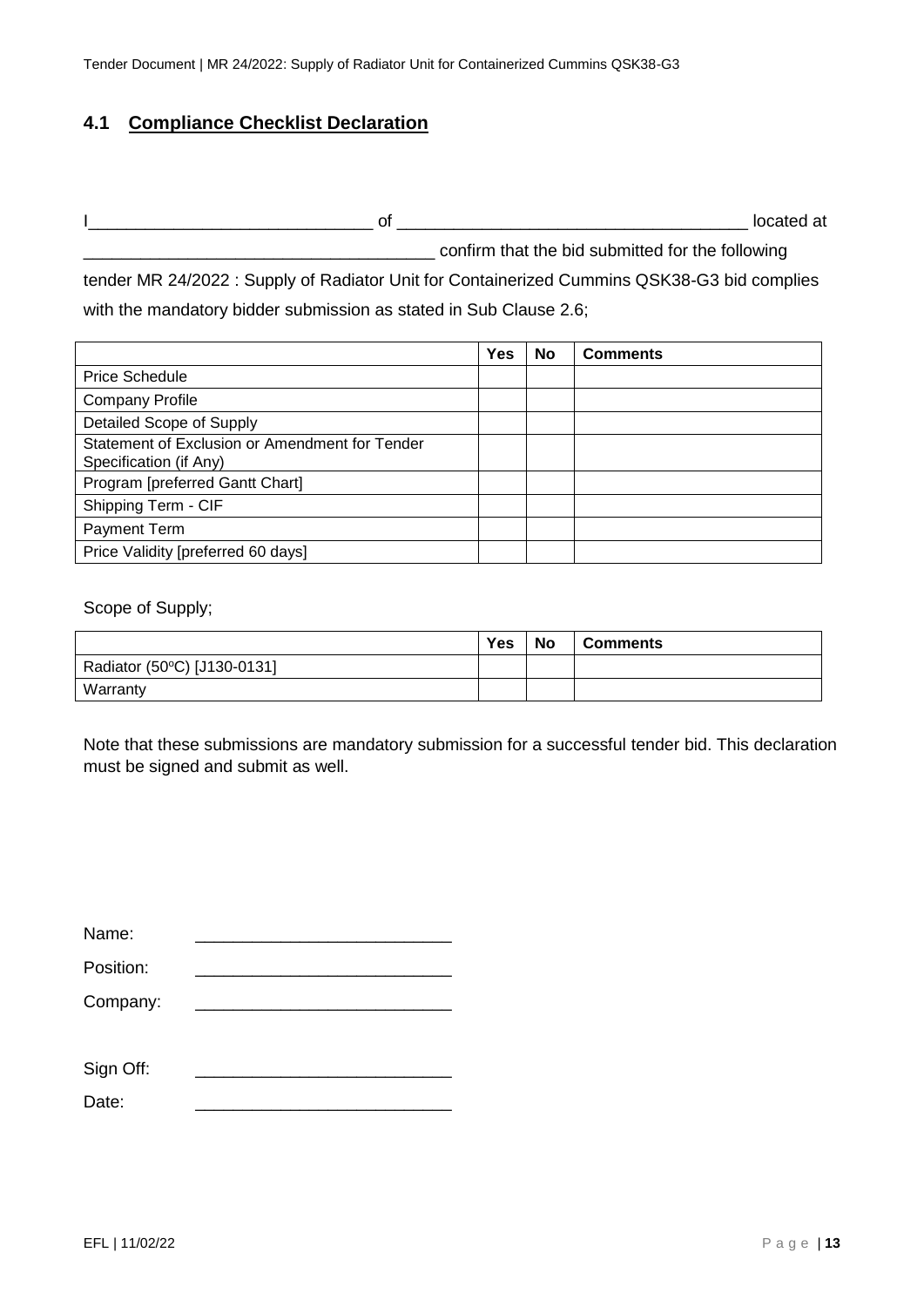## 4.1 Compliance Checklist Declaration

I______________________________ of _____________________________________ located at _____________________________________ confirm that the bid submitted for the following tender MR 24/2022 : Supply of Radiator Unit for Containerized Cummins QSK38-G3 bid complies with the mandatory bidder submission as stated in Sub Clause 2.6;

| | Yes | No | Comments |
|---|---|---|---|
| Price Schedule | | | |
| Company Profile | | | |
| Detailed Scope of Supply | | | |
| Statement of Exclusion or Amendment for Tender Specification (if Any) | | | |
| Program [preferred Gantt Chart] | | | |
| Shipping Term - CIF | | | |
| Payment Term | | | |
| Price Validity [preferred 60 days] | | | |

Scope of Supply;

| | Yes | No | Comments |
|---|---|---|---|
| Radiator (50ºC) [J130-0131] | | | |
| Warranty | | | |

Note that these submissions are mandatory submission for a successful tender bid. This declaration must be signed and submit as well.

Name: ___________________________

Position: ___________________________

Company: ___________________________

Sign Off: ___________________________

Date: ___________________________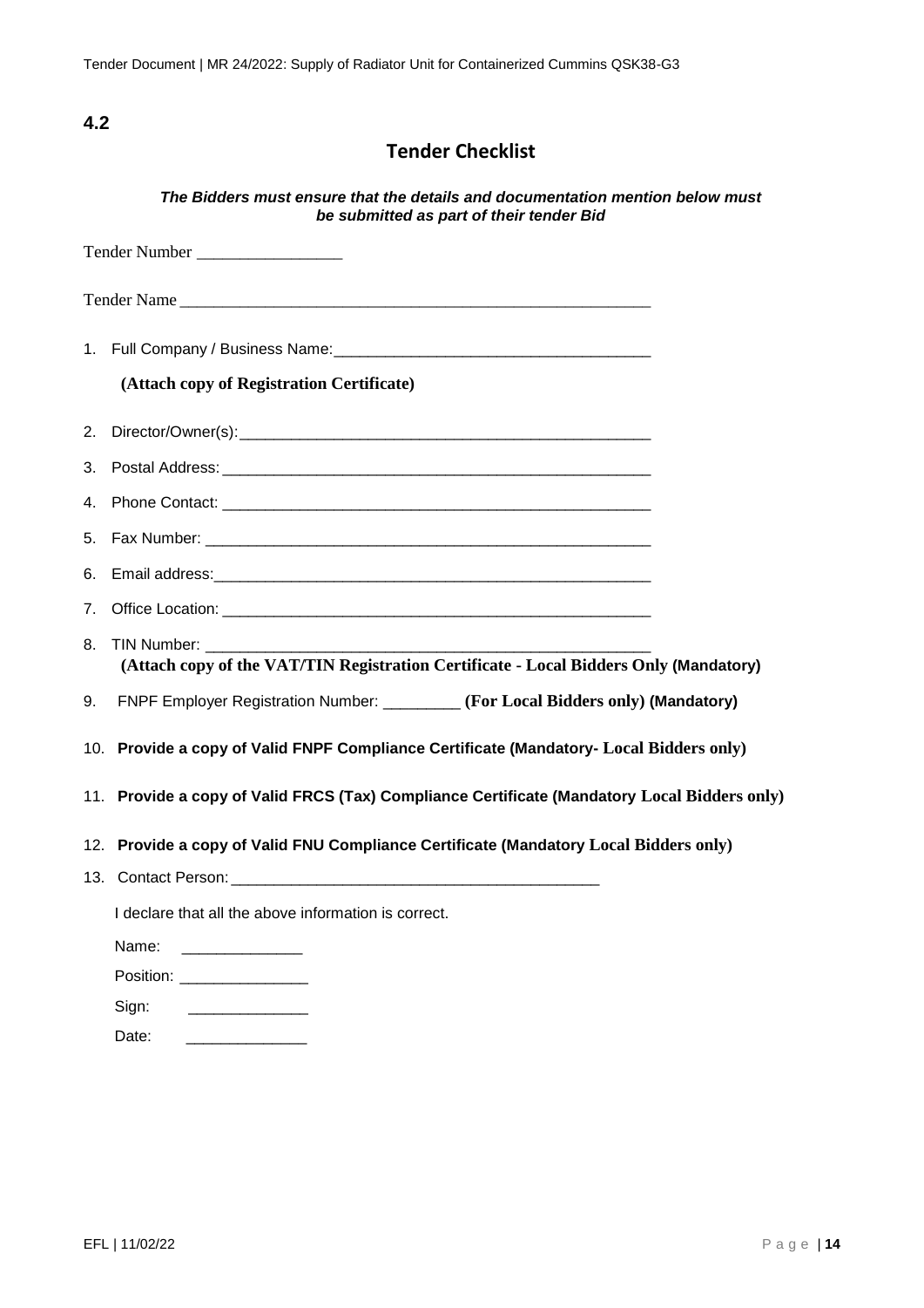## 4.2

## Tender Checklist

***The Bidders must ensure that the details and documentation mention below must be submitted as part of their tender Bid***

Tender Number _________________

Tender Name ________________________________________________________

1. Full Company / Business Name:____________________________________

   **(Attach copy of Registration Certificate)**

2. Director/Owner(s):________________________________________________
3. Postal Address:___________________________________________________
4. Phone Contact: ___________________________________________________
5. Fax Number: _____________________________________________________
6. Email address:____________________________________________________
7. Office Location: __________________________________________________
8. TIN Number: _____________________________________________________

   **(Attach copy of the VAT/TIN Registration Certificate - Local Bidders Only (Mandatory)**

9. FNPF Employer Registration Number: _________ **(For Local Bidders only) (Mandatory)**
10. **Provide a copy of Valid FNPF Compliance Certificate (Mandatory- Local Bidders only)**
11. **Provide a copy of Valid FRCS (Tax) Compliance Certificate (Mandatory Local Bidders only)**
12. **Provide a copy of Valid FNU Compliance Certificate (Mandatory Local Bidders only)**
13. Contact Person:____________________________________________

I declare that all the above information is correct.

Name: ______________

Position: _______________

Sign: ______________

Date: ______________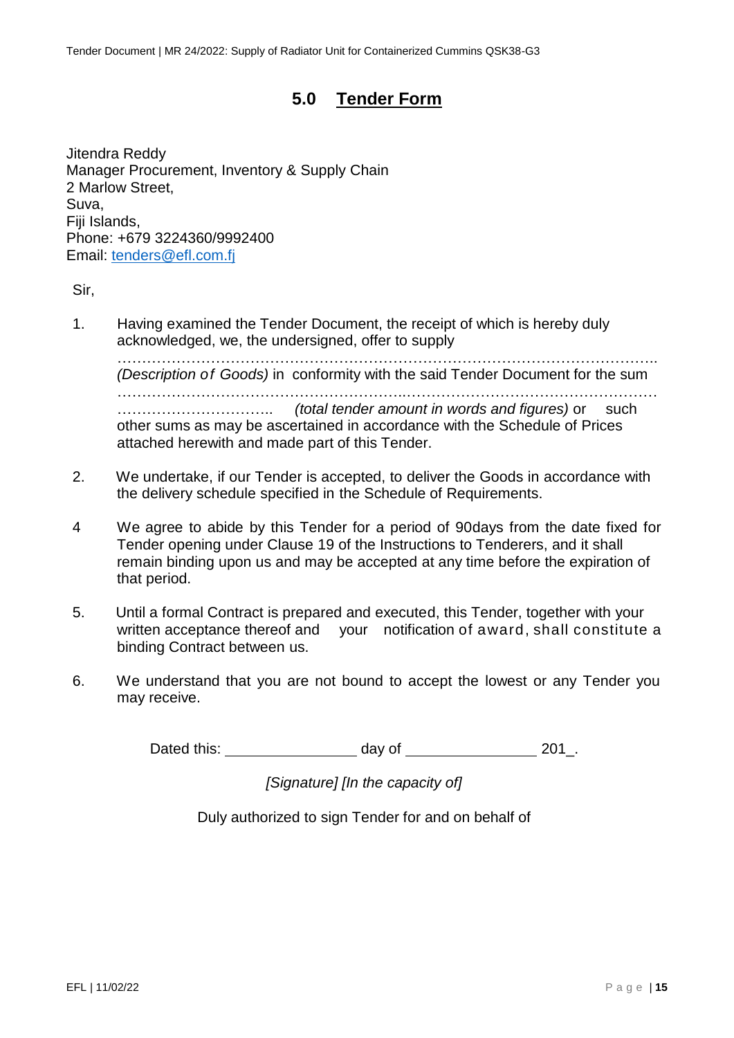## 5.0 Tender Form

Jitendra Reddy
Manager Procurement, Inventory & Supply Chain
2 Marlow Street,
Suva,
Fiji Islands,
Phone: +679 3224360/9992400
Email: tenders@efl.com.fj

Sir,

1. Having examined the Tender Document, the receipt of which is hereby duly acknowledged, we, the undersigned, offer to supply ………………………………………………………………………………………………..
*(Description of Goods)* in conformity with the said Tender Document for the sum ………………………………………………………..……………………………………………
………………………….. *(total tender amount in words and figures)* or such other sums as may be ascertained in accordance with the Schedule of Prices attached herewith and made part of this Tender.

2. We undertake, if our Tender is accepted, to deliver the Goods in accordance with the delivery schedule specified in the Schedule of Requirements.

4 We agree to abide by this Tender for a period of 90days from the date fixed for Tender opening under Clause 19 of the Instructions to Tenderers, and it shall remain binding upon us and may be accepted at any time before the expiration of that period.

5. Until a formal Contract is prepared and executed, this Tender, together with your written acceptance thereof and your notification of award, shall constitute a binding Contract between us.

6. We understand that you are not bound to accept the lowest or any Tender you may receive.

Dated this: ________________ day of ________________ 201_.

*[Signature] [In the capacity of]*

Duly authorized to sign Tender for and on behalf of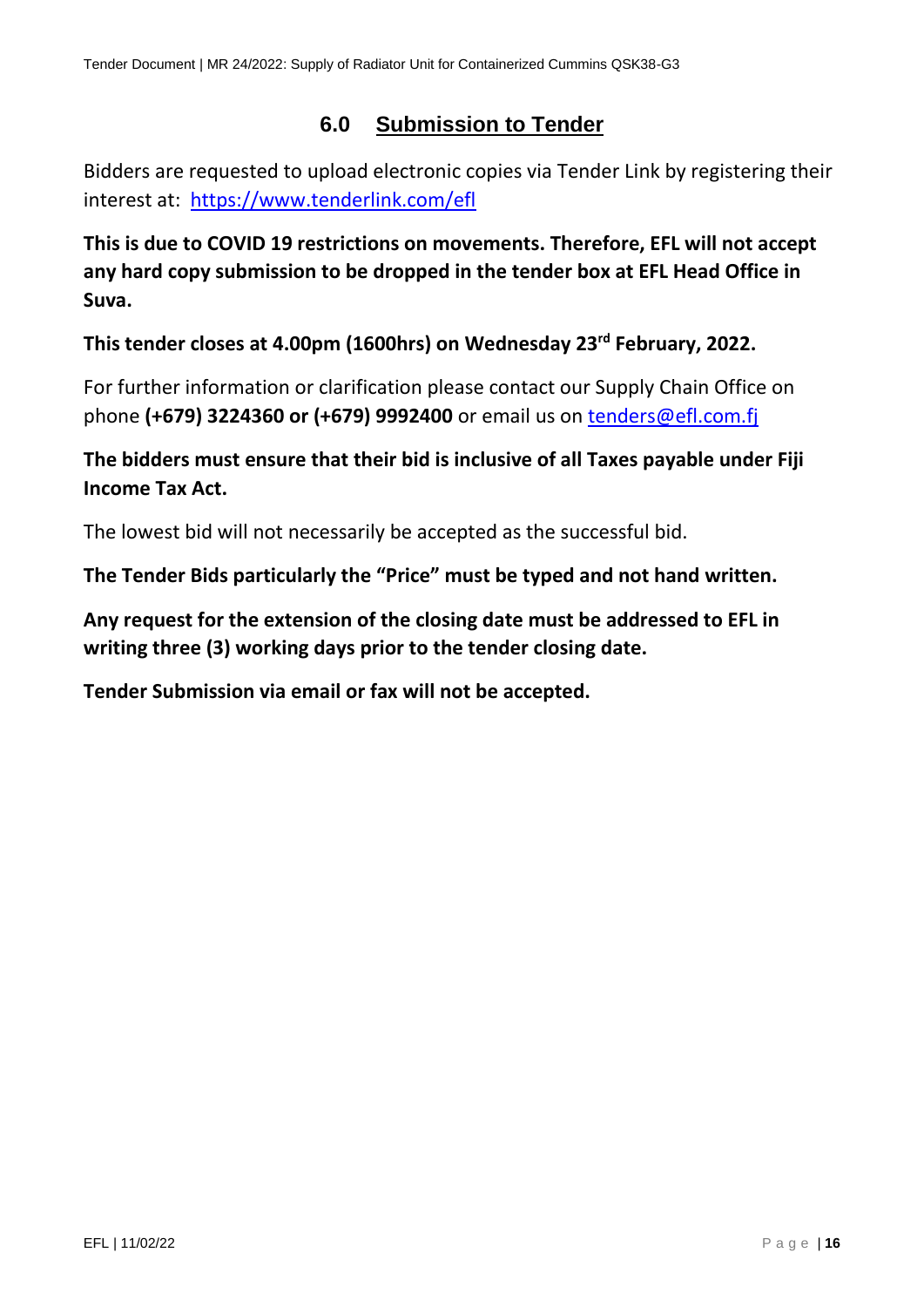## 6.0 Submission to Tender

Bidders are requested to upload electronic copies via Tender Link by registering their interest at: [https://www.tenderlink.com/efl](https://www.tenderlink.com/efl)

**This is due to COVID 19 restrictions on movements. Therefore, EFL will not accept any hard copy submission to be dropped in the tender box at EFL Head Office in Suva.**

**This tender closes at 4.00pm (1600hrs) on Wednesday 23rd February, 2022.**

For further information or clarification please contact our Supply Chain Office on phone **(+679) 3224360 or (+679) 9992400** or email us on [tenders@efl.com.fj](mailto:tenders@efl.com.fj)

**The bidders must ensure that their bid is inclusive of all Taxes payable under Fiji Income Tax Act.**

The lowest bid will not necessarily be accepted as the successful bid.

**The Tender Bids particularly the "Price" must be typed and not hand written.**

**Any request for the extension of the closing date must be addressed to EFL in writing three (3) working days prior to the tender closing date.**

**Tender Submission via email or fax will not be accepted.**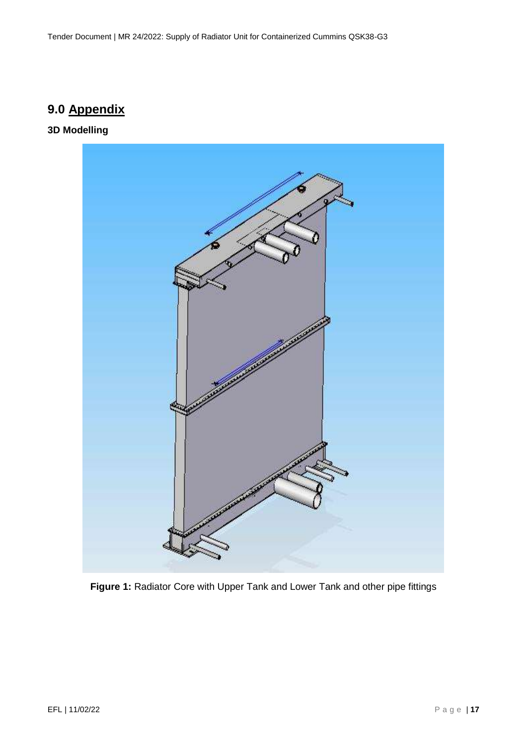## 9.0 Appendix

### 3D Modelling

**Figure 1:** Radiator Core with Upper Tank and Lower Tank and other pipe fittings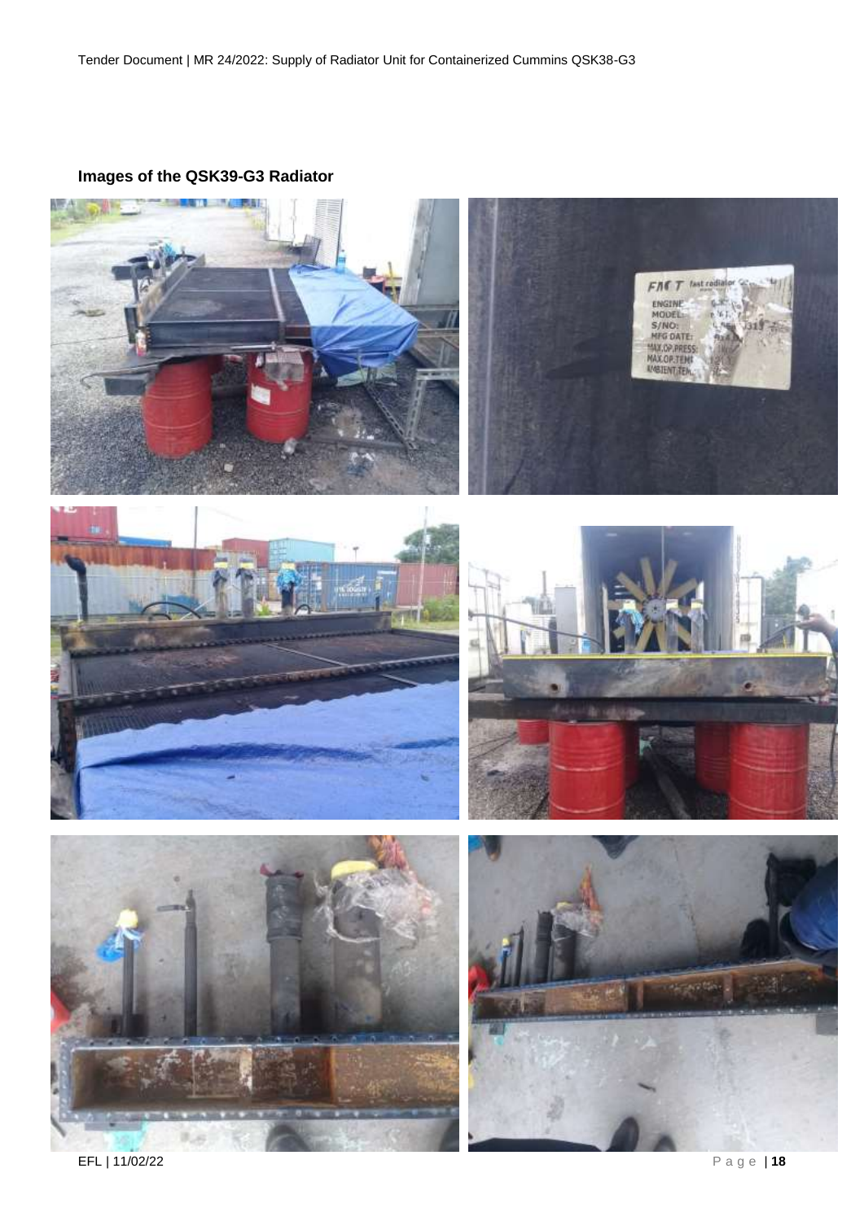## Images of the QSK39-G3 Radiator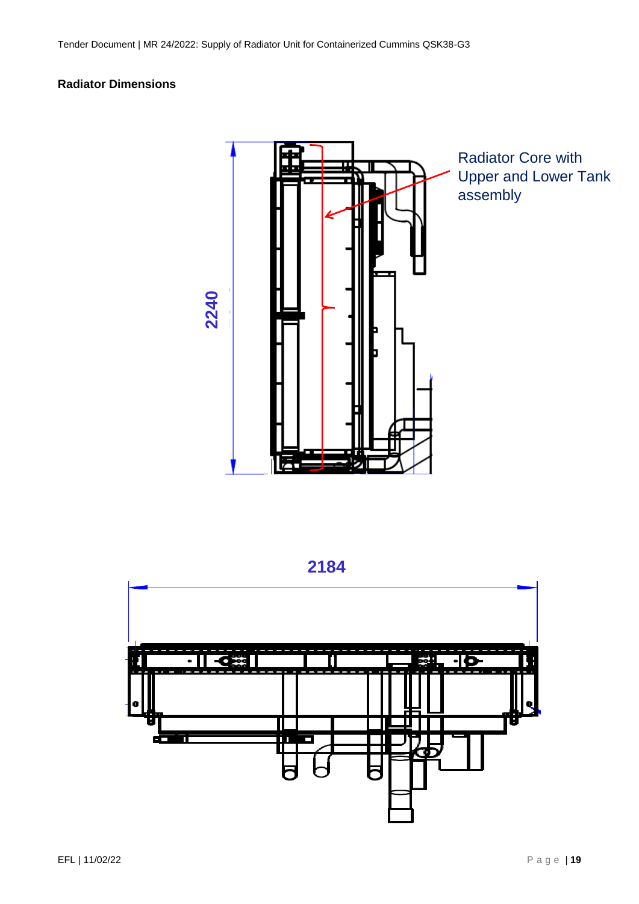**Radiator Dimensions**

2240

Radiator Core with Upper and Lower Tank assembly

2184